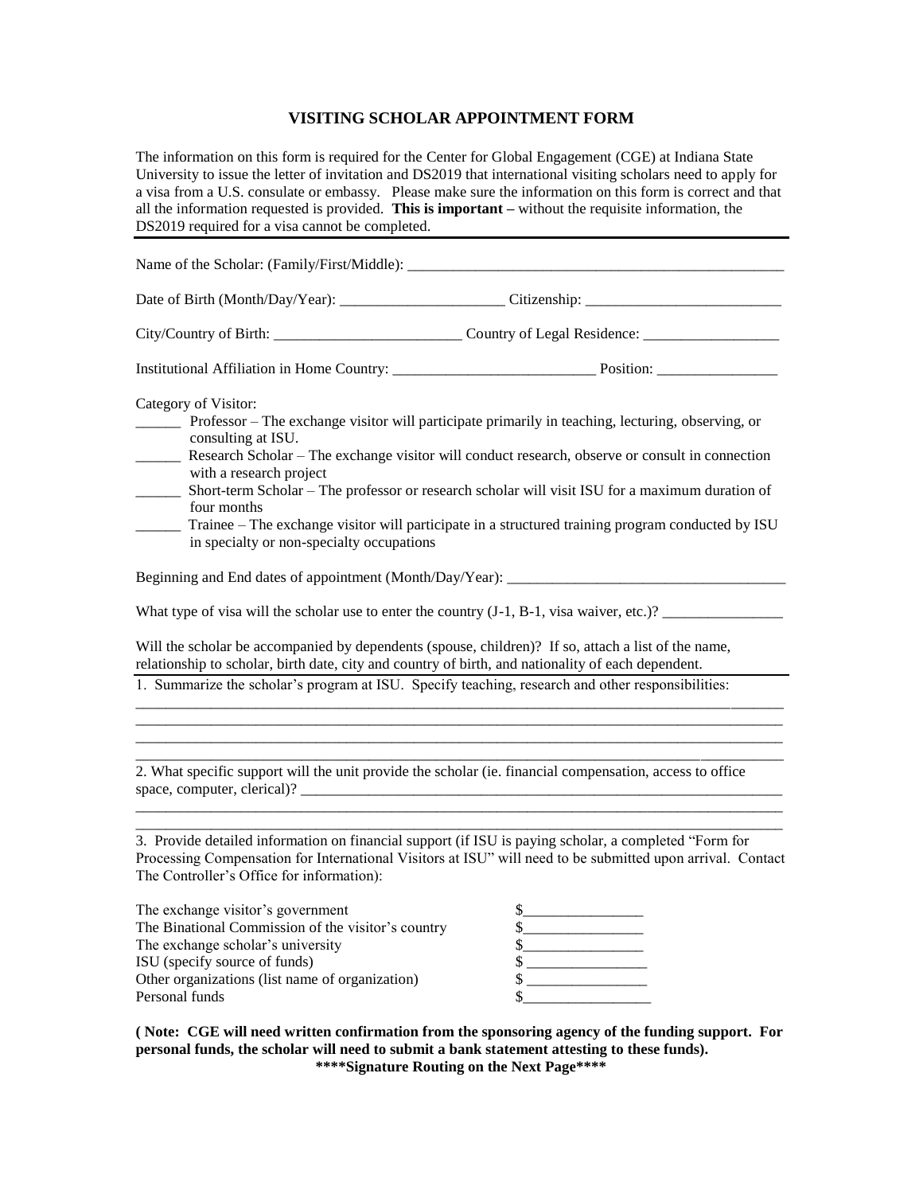# VISITING SCHOLAR APPOINTMENT FORM

The information on this form is required for the Center for Global Engagement (CGE) at Indiana State University to issue the letter of invitation and DS2019 that international visiting scholars need to apply for a visa from a U.S. consulate or embassy. Please make sure the information on this form is correct and that all the information requested is provided. **This is important** – without the requisite information, the DS2019 required for a visa cannot be completed.

---

Name of the Scholar: (Family/First/Middle): ____________________________________________________

Date of Birth (Month/Day/Year): _____________________ Citizenship: _________________________

City/Country of Birth: ________________________ Country of Legal Residence: __________________

Institutional Affiliation in Home Country: __________________________ Position: ________________

Category of Visitor:

______ Professor – The exchange visitor will participate primarily in teaching, lecturing, observing, or consulting at ISU.

______ Research Scholar – The exchange visitor will conduct research, observe or consult in connection with a research project

______ Short-term Scholar – The professor or research scholar will visit ISU for a maximum duration of four months

______ Trainee – The exchange visitor will participate in a structured training program conducted by ISU in specialty or non-specialty occupations

Beginning and End dates of appointment (Month/Day/Year): ____________________________________

What type of visa will the scholar use to enter the country (J-1, B-1, visa waiver, etc.)? ________________

Will the scholar be accompanied by dependents (spouse, children)? If so, attach a list of the name, relationship to scholar, birth date, city and country of birth, and nationality of each dependent.

---

1. Summarize the scholar's program at ISU. Specify teaching, research and other responsibilities:
_____________________________________________________________________________________
_____________________________________________________________________________________
_____________________________________________________________________________________
_____________________________________________________________________________________

2. What specific support will the unit provide the scholar (ie. financial compensation, access to office space, computer, clerical)? ____________________________________________________________
_____________________________________________________________________________________
_____________________________________________________________________________________

3. Provide detailed information on financial support (if ISU is paying scholar, a completed "Form for Processing Compensation for International Visitors at ISU" will need to be submitted upon arrival. Contact The Controller's Office for information):

| | |
|---|---|
| The exchange visitor's government | $________________ |
| The Binational Commission of the visitor's country | $________________ |
| The exchange scholar's university | $________________ |
| ISU (specify source of funds) | $ ________________ |
| Other organizations (list name of organization) | $ ________________ |
| Personal funds | $_________________ |

**( Note: CGE will need written confirmation from the sponsoring agency of the funding support. For personal funds, the scholar will need to submit a bank statement attesting to these funds).**

**\*\*\*\*Signature Routing on the Next Page\*\*\*\***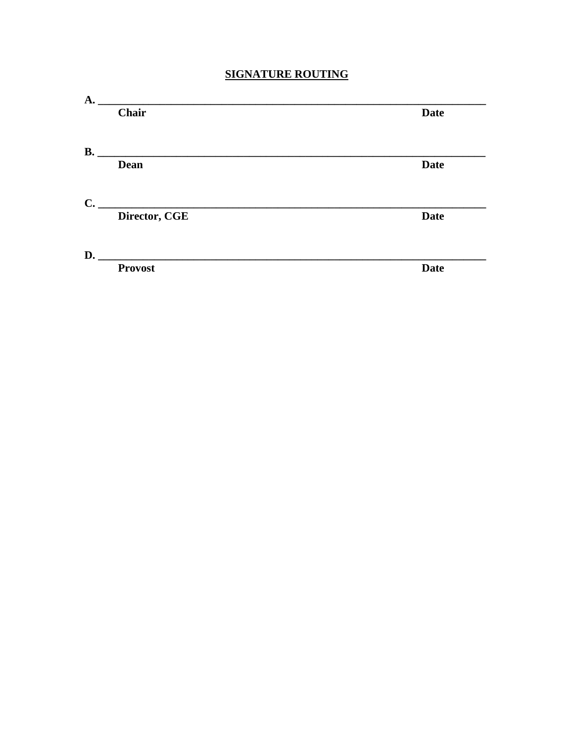## SIGNATURE ROUTING

**A.** ______________________________________________________________________

**Chair** **Date**

**B.** ______________________________________________________________________

**Dean** **Date**

**C.** ______________________________________________________________________

**Director, CGE** **Date**

**D.** ______________________________________________________________________

**Provost** **Date**